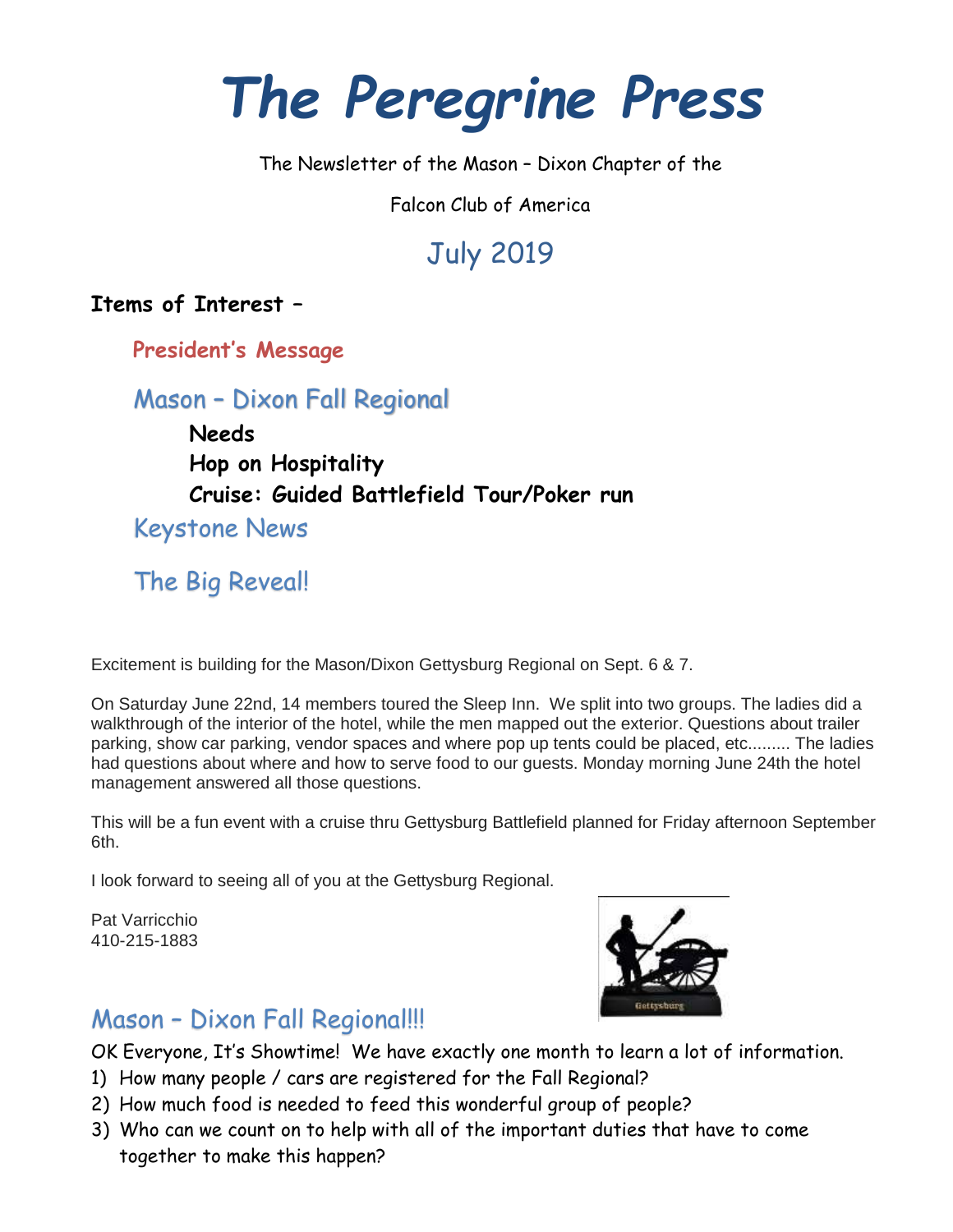# The Peregrine Press

The Newsletter of the Mason – Dixon Chapter of the

Falcon Club of America

## July 2019

**Items of Interest –**

**President's Message**

Mason – Dixon Fall Regional

**Needs**
**Hop on Hospitality**
**Cruise: Guided Battlefield Tour/Poker run**

Keystone News

The Big Reveal!

Excitement is building for the Mason/Dixon Gettysburg Regional on Sept. 6 & 7.

On Saturday June 22nd, 14 members toured the Sleep Inn. We split into two groups. The ladies did a walkthrough of the interior of the hotel, while the men mapped out the exterior. Questions about trailer parking, show car parking, vendor spaces and where pop up tents could be placed, etc......... The ladies had questions about where and how to serve food to our guests. Monday morning June 24th the hotel management answered all those questions.

This will be a fun event with a cruise thru Gettysburg Battlefield planned for Friday afternoon September 6th.

I look forward to seeing all of you at the Gettysburg Regional.

Pat Varricchio
410-215-1883

## Mason – Dixon Fall Regional!!!

OK Everyone, It's Showtime! We have exactly one month to learn a lot of information.

1) How many people / cars are registered for the Fall Regional?
2) How much food is needed to feed this wonderful group of people?
3) Who can we count on to help with all of the important duties that have to come together to make this happen?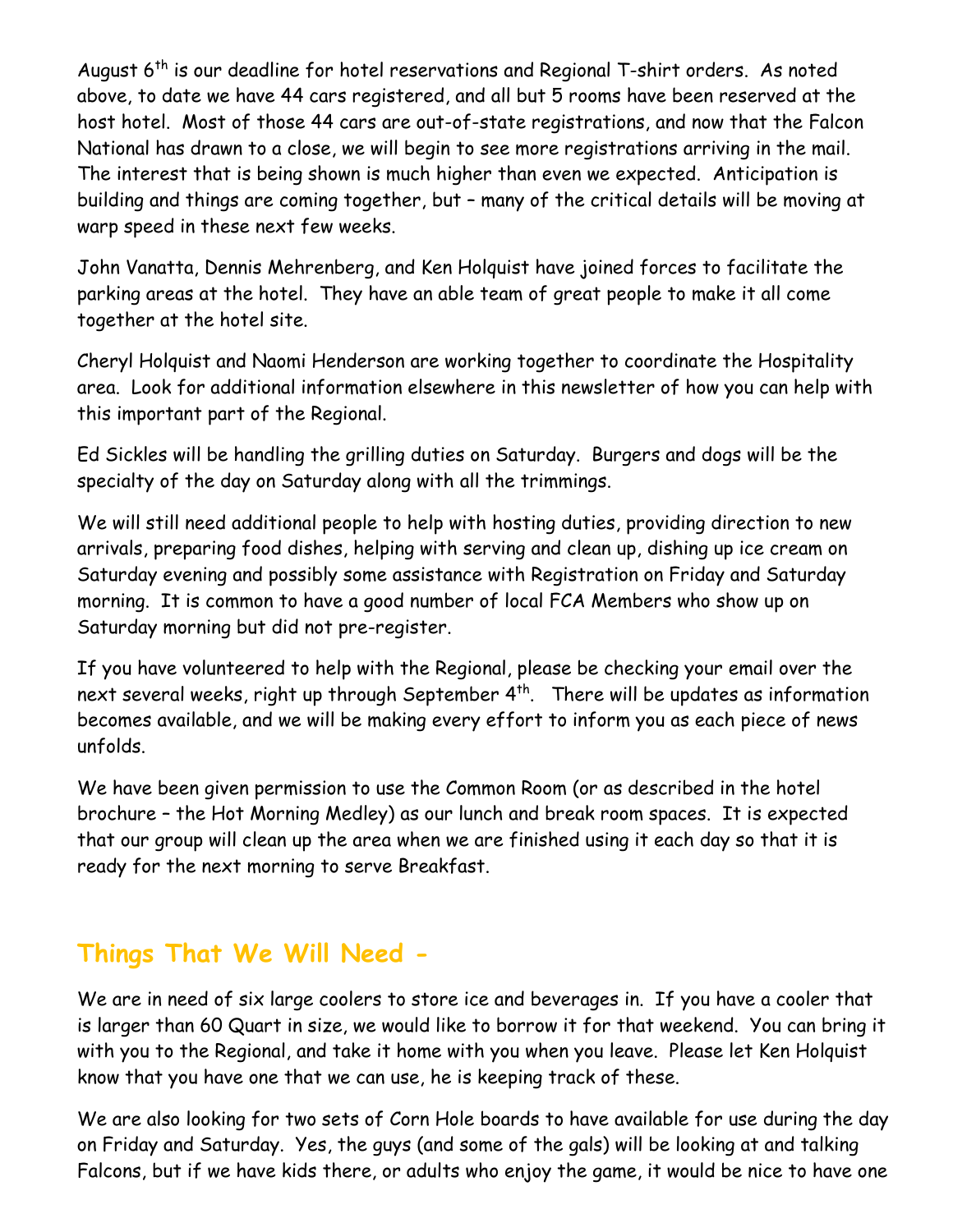August 6th is our deadline for hotel reservations and Regional T-shirt orders. As noted above, to date we have 44 cars registered, and all but 5 rooms have been reserved at the host hotel. Most of those 44 cars are out-of-state registrations, and now that the Falcon National has drawn to a close, we will begin to see more registrations arriving in the mail. The interest that is being shown is much higher than even we expected. Anticipation is building and things are coming together, but – many of the critical details will be moving at warp speed in these next few weeks.

John Vanatta, Dennis Mehrenberg, and Ken Holquist have joined forces to facilitate the parking areas at the hotel. They have an able team of great people to make it all come together at the hotel site.

Cheryl Holquist and Naomi Henderson are working together to coordinate the Hospitality area. Look for additional information elsewhere in this newsletter of how you can help with this important part of the Regional.

Ed Sickles will be handling the grilling duties on Saturday. Burgers and dogs will be the specialty of the day on Saturday along with all the trimmings.

We will still need additional people to help with hosting duties, providing direction to new arrivals, preparing food dishes, helping with serving and clean up, dishing up ice cream on Saturday evening and possibly some assistance with Registration on Friday and Saturday morning. It is common to have a good number of local FCA Members who show up on Saturday morning but did not pre-register.

If you have volunteered to help with the Regional, please be checking your email over the next several weeks, right up through September 4th. There will be updates as information becomes available, and we will be making every effort to inform you as each piece of news unfolds.

We have been given permission to use the Common Room (or as described in the hotel brochure – the Hot Morning Medley) as our lunch and break room spaces. It is expected that our group will clean up the area when we are finished using it each day so that it is ready for the next morning to serve Breakfast.

## Things That We Will Need -

We are in need of six large coolers to store ice and beverages in. If you have a cooler that is larger than 60 Quart in size, we would like to borrow it for that weekend. You can bring it with you to the Regional, and take it home with you when you leave. Please let Ken Holquist know that you have one that we can use, he is keeping track of these.

We are also looking for two sets of Corn Hole boards to have available for use during the day on Friday and Saturday. Yes, the guys (and some of the gals) will be looking at and talking Falcons, but if we have kids there, or adults who enjoy the game, it would be nice to have one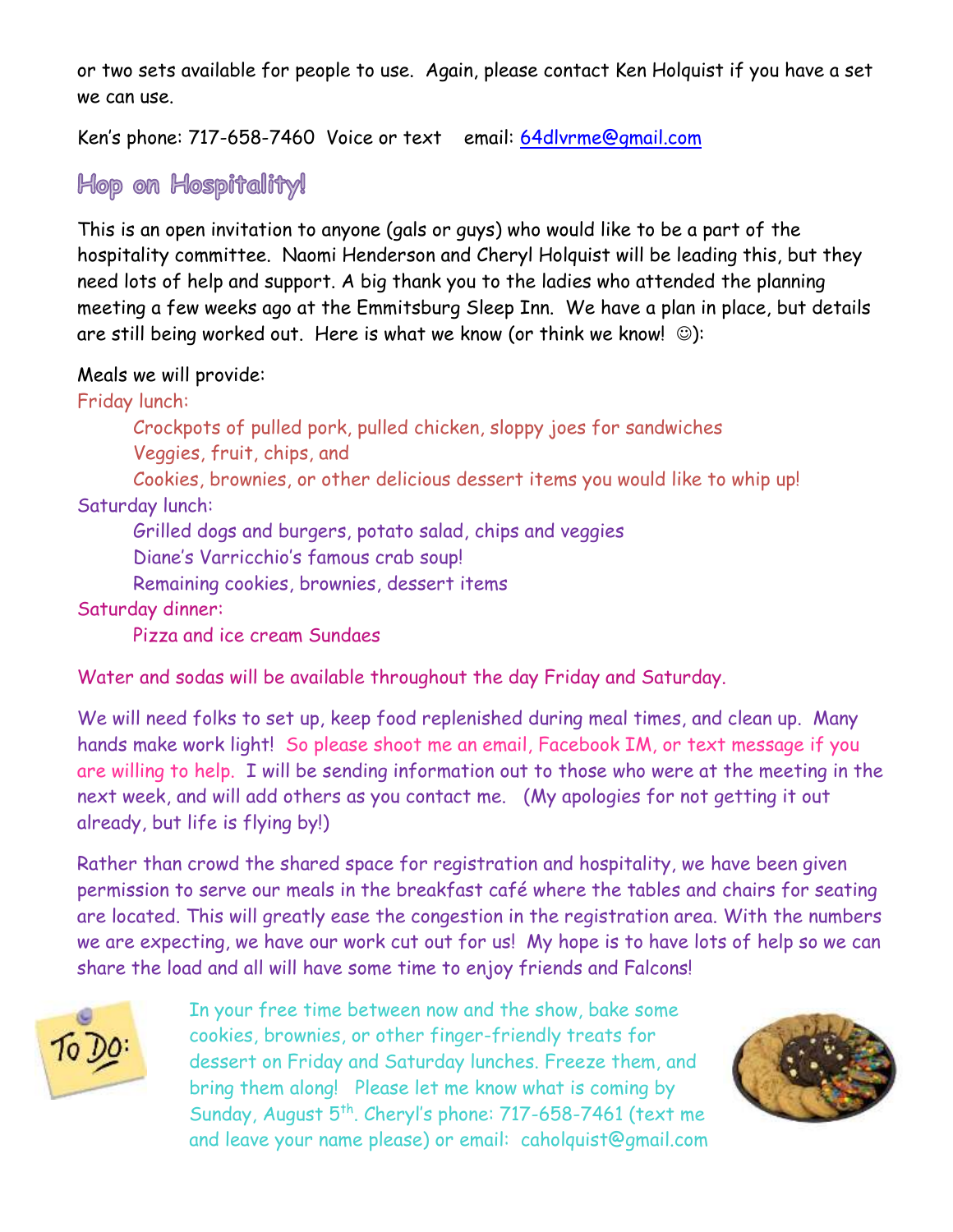or two sets available for people to use. Again, please contact Ken Holquist if you have a set we can use.

Ken's phone: 717-658-7460 Voice or text   email: 64dlvrme@gmail.com

## Hop on Hospitality!

This is an open invitation to anyone (gals or guys) who would like to be a part of the hospitality committee. Naomi Henderson and Cheryl Holquist will be leading this, but they need lots of help and support. A big thank you to the ladies who attended the planning meeting a few weeks ago at the Emmitsburg Sleep Inn. We have a plan in place, but details are still being worked out. Here is what we know (or think we know! ☺):

Meals we will provide:

Friday lunch:

- Crockpots of pulled pork, pulled chicken, sloppy joes for sandwiches
- Veggies, fruit, chips, and
- Cookies, brownies, or other delicious dessert items you would like to whip up!

Saturday lunch:

- Grilled dogs and burgers, potato salad, chips and veggies
- Diane's Varricchio's famous crab soup!
- Remaining cookies, brownies, dessert items

Saturday dinner:

- Pizza and ice cream Sundaes

Water and sodas will be available throughout the day Friday and Saturday.

We will need folks to set up, keep food replenished during meal times, and clean up. Many hands make work light! So please shoot me an email, Facebook IM, or text message if you are willing to help. I will be sending information out to those who were at the meeting in the next week, and will add others as you contact me. (My apologies for not getting it out already, but life is flying by!)

Rather than crowd the shared space for registration and hospitality, we have been given permission to serve our meals in the breakfast café where the tables and chairs for seating are located. This will greatly ease the congestion in the registration area. With the numbers we are expecting, we have our work cut out for us! My hope is to have lots of help so we can share the load and all will have some time to enjoy friends and Falcons!

In your free time between now and the show, bake some cookies, brownies, or other finger-friendly treats for dessert on Friday and Saturday lunches. Freeze them, and bring them along! Please let me know what is coming by Sunday, August 5th. Cheryl's phone: 717-658-7461 (text me and leave your name please) or email: caholquist@gmail.com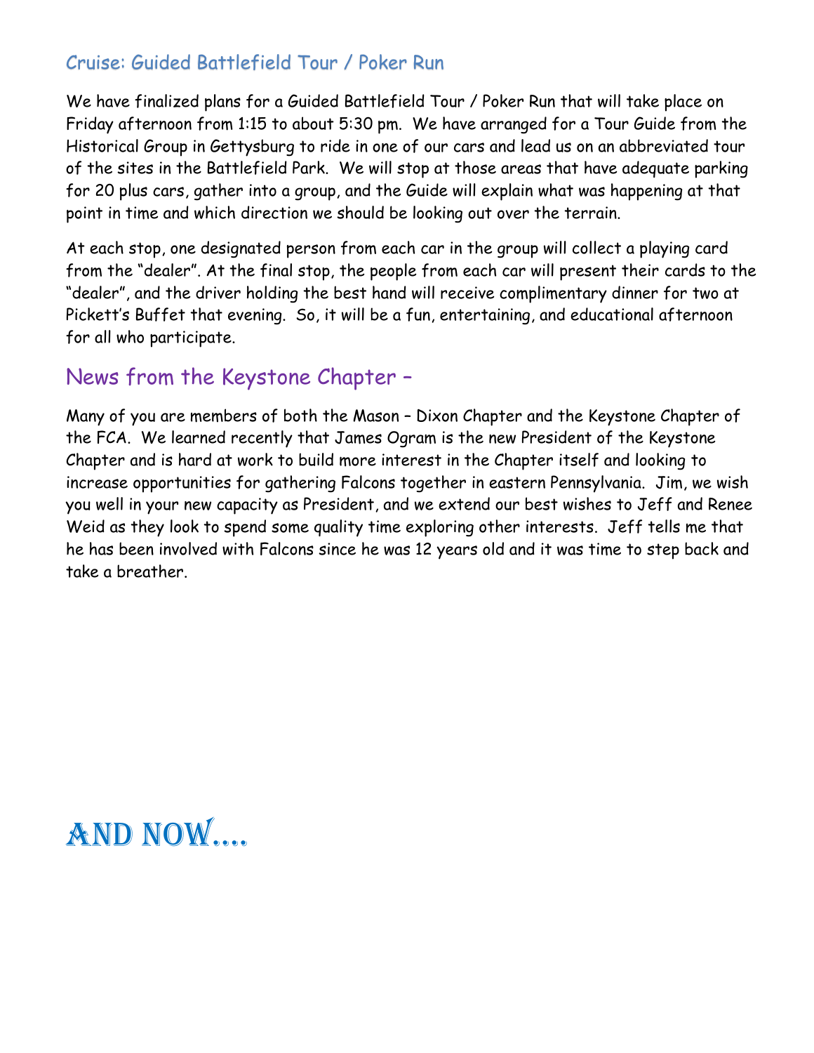## Cruise: Guided Battlefield Tour / Poker Run

We have finalized plans for a Guided Battlefield Tour / Poker Run that will take place on Friday afternoon from 1:15 to about 5:30 pm. We have arranged for a Tour Guide from the Historical Group in Gettysburg to ride in one of our cars and lead us on an abbreviated tour of the sites in the Battlefield Park. We will stop at those areas that have adequate parking for 20 plus cars, gather into a group, and the Guide will explain what was happening at that point in time and which direction we should be looking out over the terrain.

At each stop, one designated person from each car in the group will collect a playing card from the "dealer". At the final stop, the people from each car will present their cards to the "dealer", and the driver holding the best hand will receive complimentary dinner for two at Pickett's Buffet that evening. So, it will be a fun, entertaining, and educational afternoon for all who participate.

## News from the Keystone Chapter –

Many of you are members of both the Mason – Dixon Chapter and the Keystone Chapter of the FCA. We learned recently that James Ogram is the new President of the Keystone Chapter and is hard at work to build more interest in the Chapter itself and looking to increase opportunities for gathering Falcons together in eastern Pennsylvania. Jim, we wish you well in your new capacity as President, and we extend our best wishes to Jeff and Renee Weid as they look to spend some quality time exploring other interests. Jeff tells me that he has been involved with Falcons since he was 12 years old and it was time to step back and take a breather.

# AND NOW….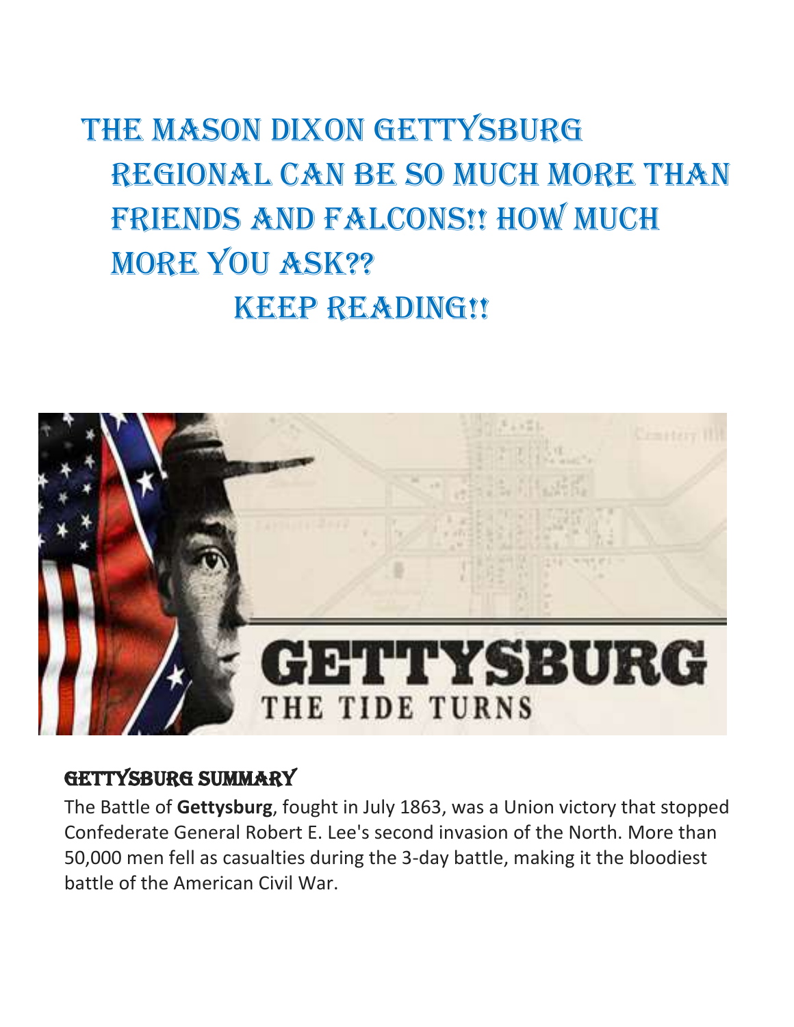# THE MASON DIXON GETTYSBURG REGIONAL CAN BE SO MUCH MORE THAN FRIENDS AND FALCONS!! HOW MUCH MORE YOU ASK?? KEEP READING!!

## GETTYSBURG SUMMARY

The Battle of **Gettysburg**, fought in July 1863, was a Union victory that stopped Confederate General Robert E. Lee's second invasion of the North. More than 50,000 men fell as casualties during the 3-day battle, making it the bloodiest battle of the American Civil War.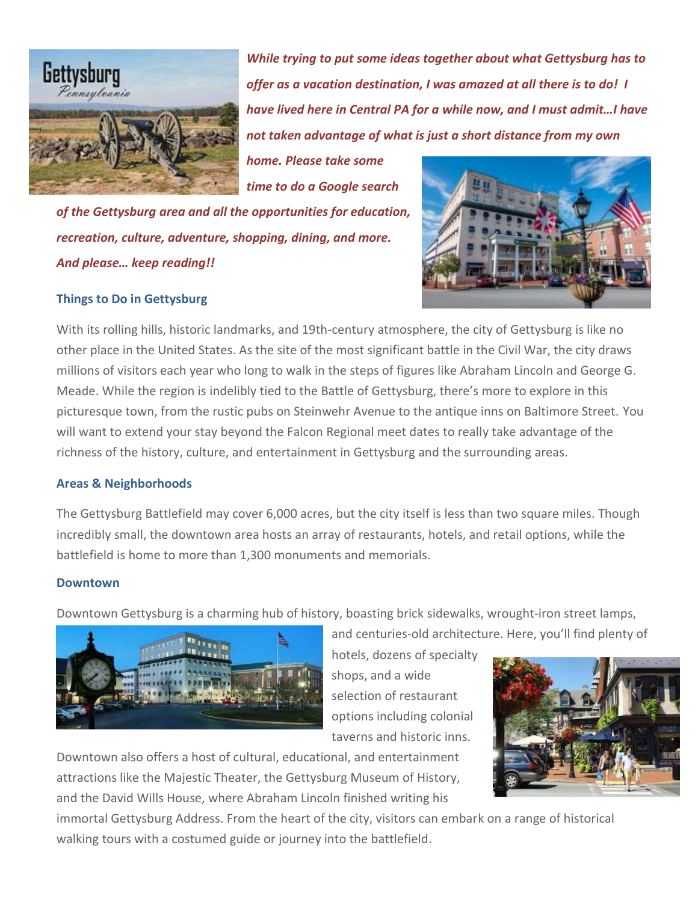***While trying to put some ideas together about what Gettysburg has to offer as a vacation destination, I was amazed at all there is to do! I have lived here in Central PA for a while now, and I must admit…I have not taken advantage of what is just a short distance from my own home. Please take some time to do a Google search of the Gettysburg area and all the opportunities for education, recreation, culture, adventure, shopping, dining, and more. And please… keep reading!!***

### Things to Do in Gettysburg

With its rolling hills, historic landmarks, and 19th-century atmosphere, the city of Gettysburg is like no other place in the United States. As the site of the most significant battle in the Civil War, the city draws millions of visitors each year who long to walk in the steps of figures like Abraham Lincoln and George G. Meade. While the region is indelibly tied to the Battle of Gettysburg, there's more to explore in this picturesque town, from the rustic pubs on Steinwehr Avenue to the antique inns on Baltimore Street. You will want to extend your stay beyond the Falcon Regional meet dates to really take advantage of the richness of the history, culture, and entertainment in Gettysburg and the surrounding areas.

### Areas & Neighborhoods

The Gettysburg Battlefield may cover 6,000 acres, but the city itself is less than two square miles. Though incredibly small, the downtown area hosts an array of restaurants, hotels, and retail options, while the battlefield is home to more than 1,300 monuments and memorials.

### Downtown

Downtown Gettysburg is a charming hub of history, boasting brick sidewalks, wrought-iron street lamps, and centuries-old architecture. Here, you'll find plenty of hotels, dozens of specialty shops, and a wide selection of restaurant options including colonial taverns and historic inns. Downtown also offers a host of cultural, educational, and entertainment attractions like the Majestic Theater, the Gettysburg Museum of History, and the David Wills House, where Abraham Lincoln finished writing his immortal Gettysburg Address. From the heart of the city, visitors can embark on a range of historical walking tours with a costumed guide or journey into the battlefield.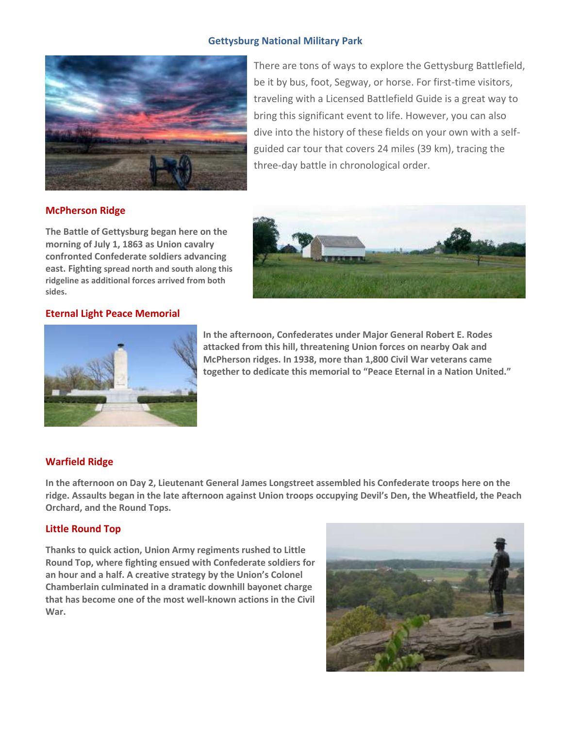## Gettysburg National Military Park

There are tons of ways to explore the Gettysburg Battlefield, be it by bus, foot, Segway, or horse. For first-time visitors, traveling with a Licensed Battlefield Guide is a great way to bring this significant event to life. However, you can also dive into the history of these fields on your own with a self-guided car tour that covers 24 miles (39 km), tracing the three-day battle in chronological order.

### McPherson Ridge

**The Battle of Gettysburg began here on the morning of July 1, 1863 as Union cavalry confronted Confederate soldiers advancing east. Fighting spread north and south along this ridgeline as additional forces arrived from both sides.**

### Eternal Light Peace Memorial

**In the afternoon, Confederates under Major General Robert E. Rodes attacked from this hill, threatening Union forces on nearby Oak and McPherson ridges. In 1938, more than 1,800 Civil War veterans came together to dedicate this memorial to "Peace Eternal in a Nation United."**

### Warfield Ridge

**In the afternoon on Day 2, Lieutenant General James Longstreet assembled his Confederate troops here on the ridge. Assaults began in the late afternoon against Union troops occupying Devil's Den, the Wheatfield, the Peach Orchard, and the Round Tops.**

### Little Round Top

**Thanks to quick action, Union Army regiments rushed to Little Round Top, where fighting ensued with Confederate soldiers for an hour and a half. A creative strategy by the Union's Colonel Chamberlain culminated in a dramatic downhill bayonet charge that has become one of the most well-known actions in the Civil War.**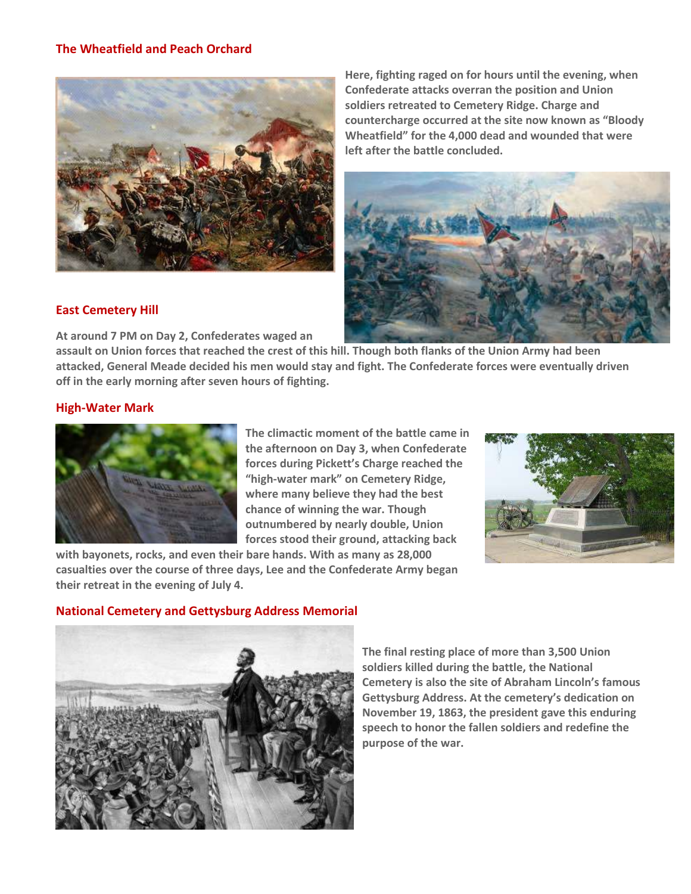## The Wheatfield and Peach Orchard

**Here, fighting raged on for hours until the evening, when Confederate attacks overran the position and Union soldiers retreated to Cemetery Ridge. Charge and countercharge occurred at the site now known as "Bloody Wheatfield" for the 4,000 dead and wounded that were left after the battle concluded.**

## East Cemetery Hill

**At around 7 PM on Day 2, Confederates waged an assault on Union forces that reached the crest of this hill. Though both flanks of the Union Army had been attacked, General Meade decided his men would stay and fight. The Confederate forces were eventually driven off in the early morning after seven hours of fighting.**

## High-Water Mark

**The climactic moment of the battle came in the afternoon on Day 3, when Confederate forces during Pickett's Charge reached the "high-water mark" on Cemetery Ridge, where many believe they had the best chance of winning the war. Though outnumbered by nearly double, Union forces stood their ground, attacking back with bayonets, rocks, and even their bare hands. With as many as 28,000 casualties over the course of three days, Lee and the Confederate Army began their retreat in the evening of July 4.**

## National Cemetery and Gettysburg Address Memorial

**The final resting place of more than 3,500 Union soldiers killed during the battle, the National Cemetery is also the site of Abraham Lincoln's famous Gettysburg Address. At the cemetery's dedication on November 19, 1863, the president gave this enduring speech to honor the fallen soldiers and redefine the purpose of the war.**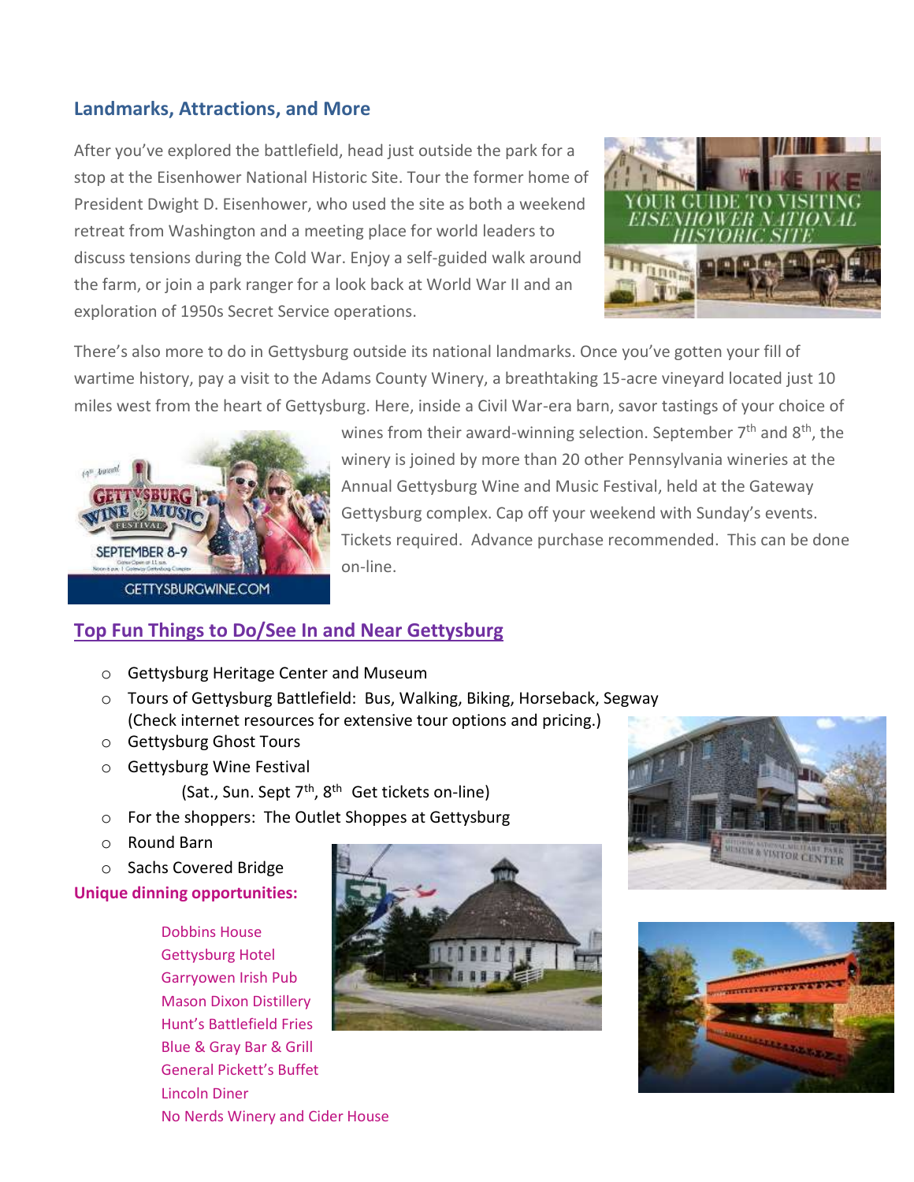## Landmarks, Attractions, and More

After you've explored the battlefield, head just outside the park for a stop at the Eisenhower National Historic Site. Tour the former home of President Dwight D. Eisenhower, who used the site as both a weekend retreat from Washington and a meeting place for world leaders to discuss tensions during the Cold War. Enjoy a self-guided walk around the farm, or join a park ranger for a look back at World War II and an exploration of 1950s Secret Service operations.

There's also more to do in Gettysburg outside its national landmarks. Once you've gotten your fill of wartime history, pay a visit to the Adams County Winery, a breathtaking 15-acre vineyard located just 10 miles west from the heart of Gettysburg. Here, inside a Civil War-era barn, savor tastings of your choice of wines from their award-winning selection. September 7th and 8th, the winery is joined by more than 20 other Pennsylvania wineries at the Annual Gettysburg Wine and Music Festival, held at the Gateway Gettysburg complex. Cap off your weekend with Sunday's events. Tickets required. Advance purchase recommended. This can be done on-line.

## Top Fun Things to Do/See In and Near Gettysburg

- Gettysburg Heritage Center and Museum
- Tours of Gettysburg Battlefield: Bus, Walking, Biking, Horseback, Segway (Check internet resources for extensive tour options and pricing.)
- Gettysburg Ghost Tours
- Gettysburg Wine Festival
  (Sat., Sun. Sept 7th, 8th Get tickets on-line)
- For the shoppers: The Outlet Shoppes at Gettysburg
- Round Barn
- Sachs Covered Bridge

**Unique dinning opportunities:**

Dobbins House
Gettysburg Hotel
Garryowen Irish Pub
Mason Dixon Distillery
Hunt's Battlefield Fries
Blue & Gray Bar & Grill
General Pickett's Buffet
Lincoln Diner
No Nerds Winery and Cider House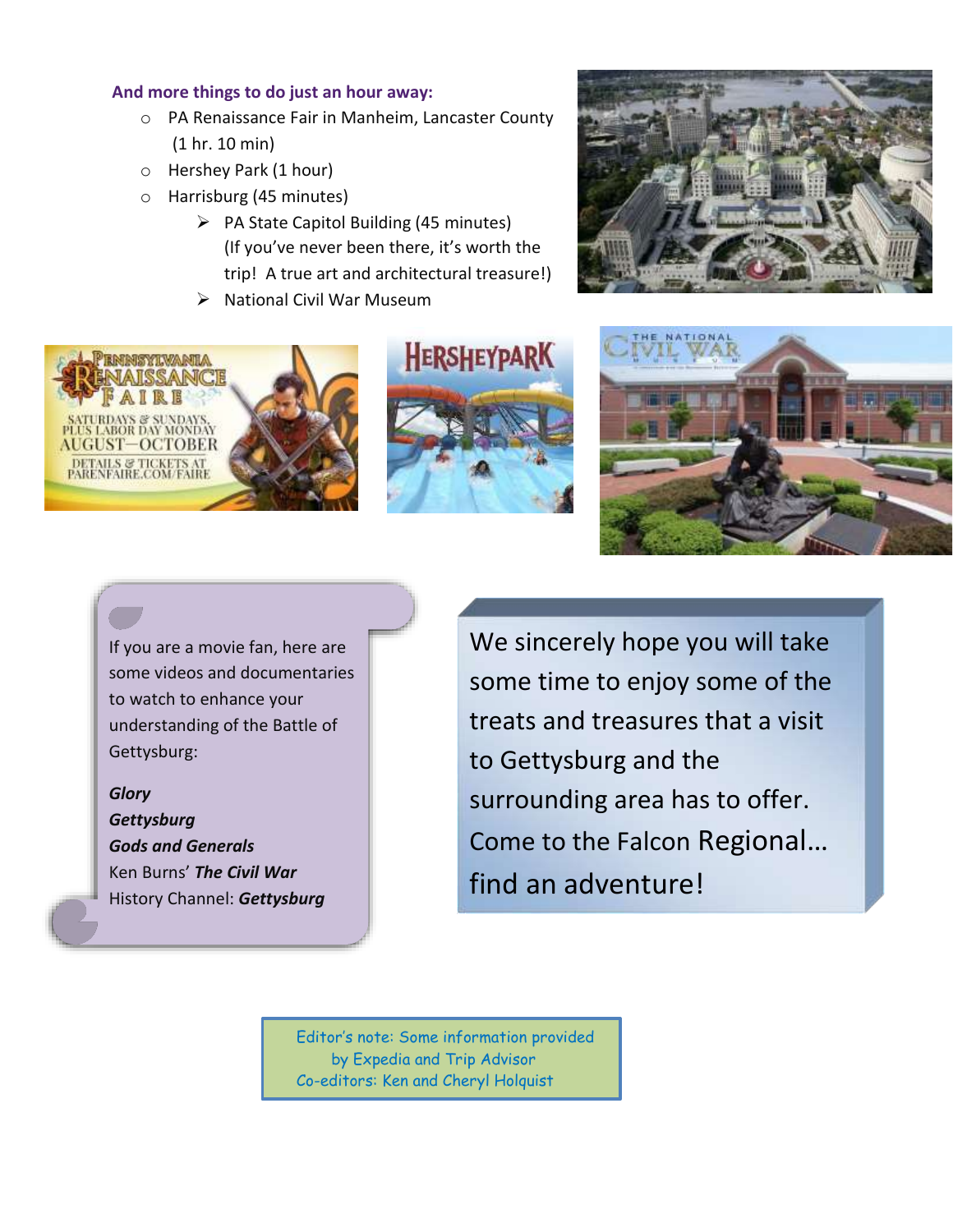### And more things to do just an hour away:

- PA Renaissance Fair in Manheim, Lancaster County (1 hr. 10 min)
- Hershey Park (1 hour)
- Harrisburg (45 minutes)
  - PA State Capitol Building (45 minutes) (If you've never been there, it's worth the trip! A true art and architectural treasure!)
  - National Civil War Museum

If you are a movie fan, here are some videos and documentaries to watch to enhance your understanding of the Battle of Gettysburg:

***Glory***
***Gettysburg***
***Gods and Generals***
Ken Burns' ***The Civil War***
History Channel: ***Gettysburg***

We sincerely hope you will take some time to enjoy some of the treats and treasures that a visit to Gettysburg and the surrounding area has to offer. Come to the Falcon Regional… find an adventure!

Editor's note: Some information provided by Expedia and Trip Advisor
Co-editors: Ken and Cheryl Holquist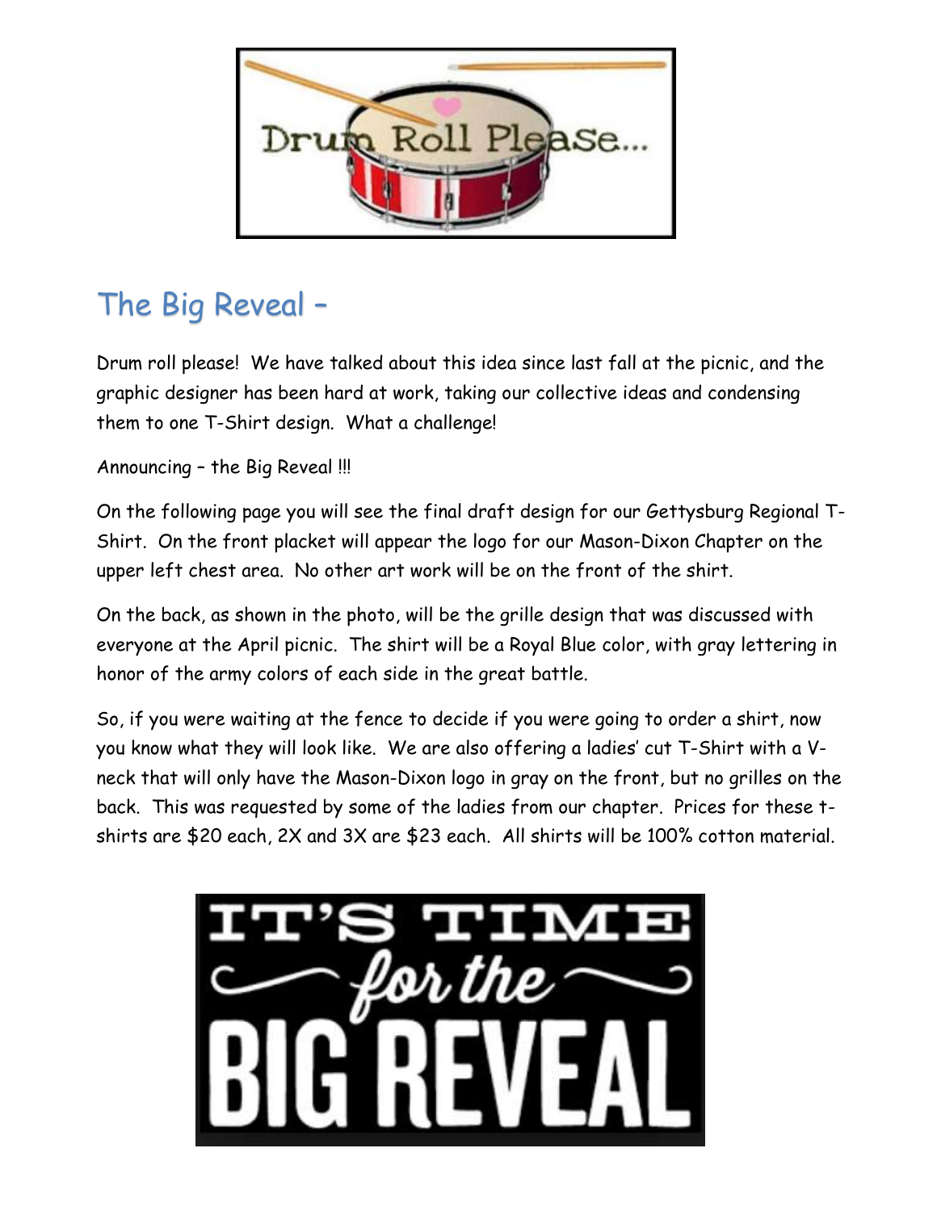## The Big Reveal –

Drum roll please! We have talked about this idea since last fall at the picnic, and the graphic designer has been hard at work, taking our collective ideas and condensing them to one T-Shirt design. What a challenge!

Announcing – the Big Reveal !!!

On the following page you will see the final draft design for our Gettysburg Regional T-Shirt. On the front placket will appear the logo for our Mason-Dixon Chapter on the upper left chest area. No other art work will be on the front of the shirt.

On the back, as shown in the photo, will be the grille design that was discussed with everyone at the April picnic. The shirt will be a Royal Blue color, with gray lettering in honor of the army colors of each side in the great battle.

So, if you were waiting at the fence to decide if you were going to order a shirt, now you know what they will look like. We are also offering a ladies' cut T-Shirt with a V-neck that will only have the Mason-Dixon logo in gray on the front, but no grilles on the back. This was requested by some of the ladies from our chapter. Prices for these t-shirts are $20 each, 2X and 3X are $23 each. All shirts will be 100% cotton material.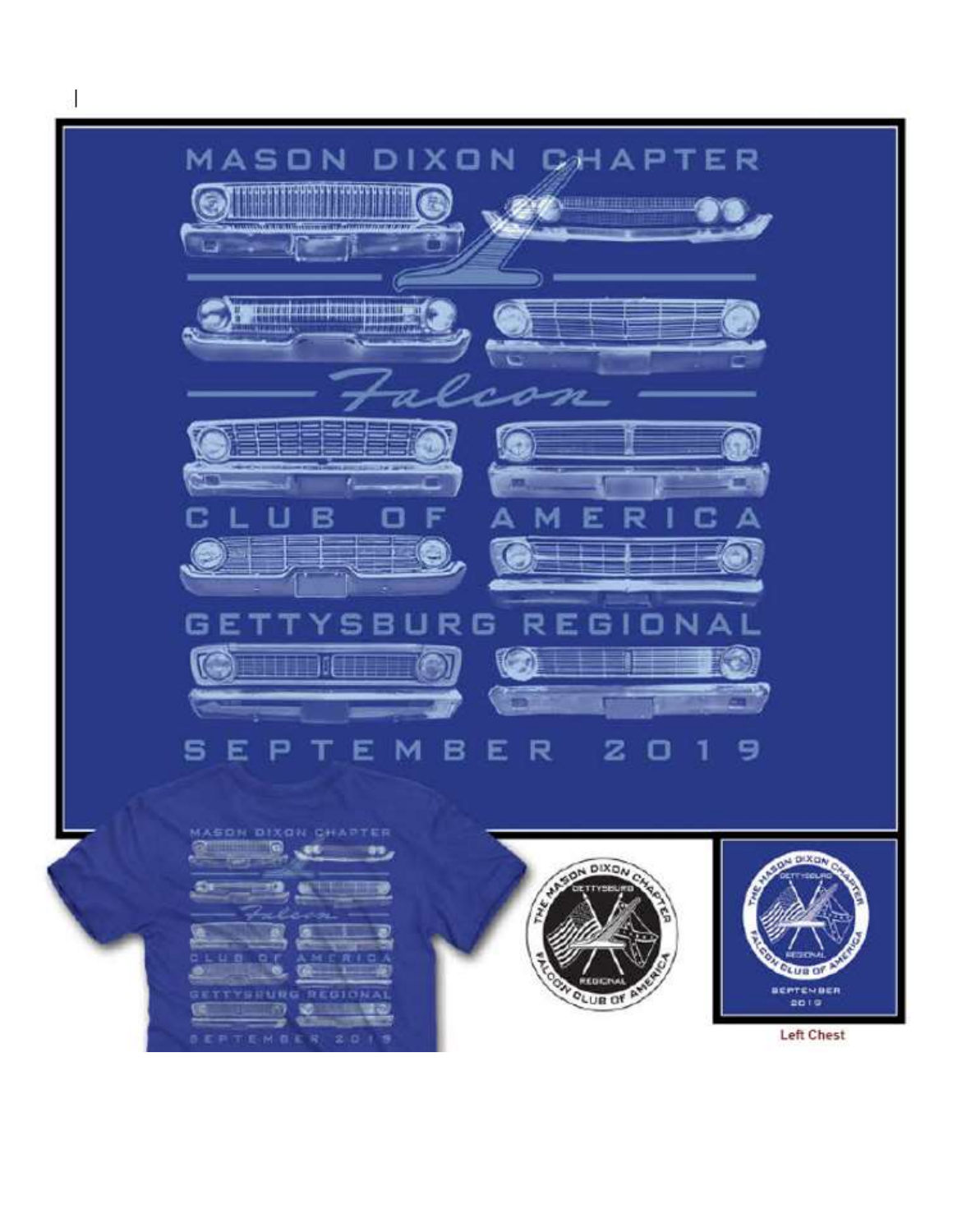MASON DIXON CHAPTER

Falcon

CLUB OF AMERICA

GETTYSBURG REGIONAL

SEPTEMBER 2019

THE MASON DIXON CHAPTER
GETTYSBURG
REGIONAL
FALCON CLUB OF AMERICA

THE MASON DIXON CHAPTER
GETTYSBURG
REGIONAL
FALCON CLUB OF AMERICA
SEPTEMBER
2019

Left Chest